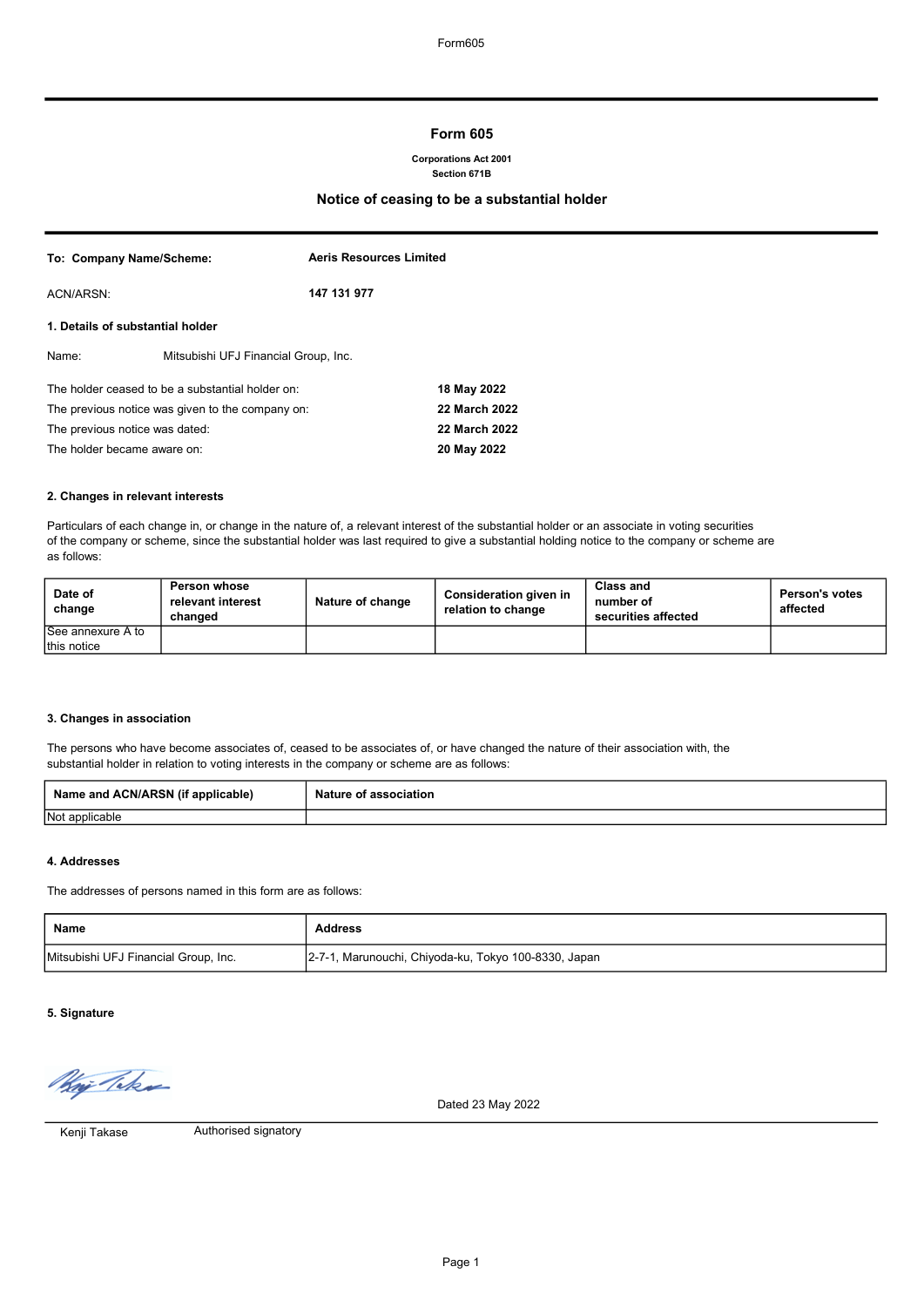# Form 605

**Corporations Act 2001**
**Section 671B**

## Notice of ceasing to be a substantial holder

| | |
|---|---|
| **To: Company Name/Scheme:** | **Aeris Resources Limited** |
| ACN/ARSN: | **147 131 977** |

### 1. Details of substantial holder

Name: Mitsubishi UFJ Financial Group, Inc.

| | |
|---|---|
| The holder ceased to be a substantial holder on: | **18 May 2022** |
| The previous notice was given to the company on: | **22 March 2022** |
| The previous notice was dated: | **22 March 2022** |
| The holder became aware on: | **20 May 2022** |

### 2. Changes in relevant interests

Particulars of each change in, or change in the nature of, a relevant interest of the substantial holder or an associate in voting securities of the company or scheme, since the substantial holder was last required to give a substantial holding notice to the company or scheme are as follows:

| Date of change | Person whose relevant interest changed | Nature of change | Consideration given in relation to change | Class and number of securities affected | Person's votes affected |
|---|---|---|---|---|---|
| See annexure A to this notice | | | | | |

### 3. Changes in association

The persons who have become associates of, ceased to be associates of, or have changed the nature of their association with, the substantial holder in relation to voting interests in the company or scheme are as follows:

| Name and ACN/ARSN (if applicable) | Nature of association |
|---|---|
| Not applicable | |

### 4. Addresses

The addresses of persons named in this form are as follows:

| Name | Address |
|---|---|
| Mitsubishi UFJ Financial Group, Inc. | 2-7-1, Marunouchi, Chiyoda-ku, Tokyo 100-8330, Japan |

### 5. Signature

Dated 23 May 2022

Kenji Takase Authorised signatory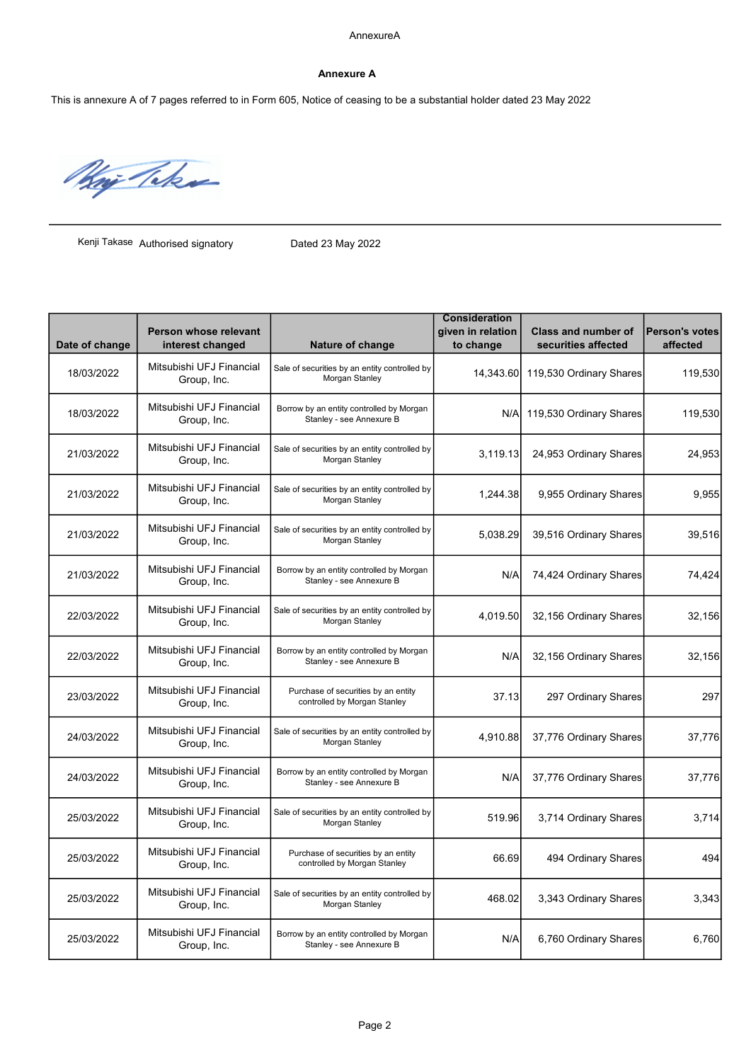AnnexureA

**Annexure A**

This is annexure A of 7 pages referred to in Form 605, Notice of ceasing to be a substantial holder dated 23 May 2022

Kenji Takase Authorised signatory Dated 23 May 2022

| Date of change | Person whose relevant interest changed | Nature of change | Consideration given in relation to change | Class and number of securities affected | Person's votes affected |
|---|---|---|---|---|---|
| 18/03/2022 | Mitsubishi UFJ Financial Group, Inc. | Sale of securities by an entity controlled by Morgan Stanley | 14,343.60 | 119,530 Ordinary Shares | 119,530 |
| 18/03/2022 | Mitsubishi UFJ Financial Group, Inc. | Borrow by an entity controlled by Morgan Stanley - see Annexure B | N/A | 119,530 Ordinary Shares | 119,530 |
| 21/03/2022 | Mitsubishi UFJ Financial Group, Inc. | Sale of securities by an entity controlled by Morgan Stanley | 3,119.13 | 24,953 Ordinary Shares | 24,953 |
| 21/03/2022 | Mitsubishi UFJ Financial Group, Inc. | Sale of securities by an entity controlled by Morgan Stanley | 1,244.38 | 9,955 Ordinary Shares | 9,955 |
| 21/03/2022 | Mitsubishi UFJ Financial Group, Inc. | Sale of securities by an entity controlled by Morgan Stanley | 5,038.29 | 39,516 Ordinary Shares | 39,516 |
| 21/03/2022 | Mitsubishi UFJ Financial Group, Inc. | Borrow by an entity controlled by Morgan Stanley - see Annexure B | N/A | 74,424 Ordinary Shares | 74,424 |
| 22/03/2022 | Mitsubishi UFJ Financial Group, Inc. | Sale of securities by an entity controlled by Morgan Stanley | 4,019.50 | 32,156 Ordinary Shares | 32,156 |
| 22/03/2022 | Mitsubishi UFJ Financial Group, Inc. | Borrow by an entity controlled by Morgan Stanley - see Annexure B | N/A | 32,156 Ordinary Shares | 32,156 |
| 23/03/2022 | Mitsubishi UFJ Financial Group, Inc. | Purchase of securities by an entity controlled by Morgan Stanley | 37.13 | 297 Ordinary Shares | 297 |
| 24/03/2022 | Mitsubishi UFJ Financial Group, Inc. | Sale of securities by an entity controlled by Morgan Stanley | 4,910.88 | 37,776 Ordinary Shares | 37,776 |
| 24/03/2022 | Mitsubishi UFJ Financial Group, Inc. | Borrow by an entity controlled by Morgan Stanley - see Annexure B | N/A | 37,776 Ordinary Shares | 37,776 |
| 25/03/2022 | Mitsubishi UFJ Financial Group, Inc. | Sale of securities by an entity controlled by Morgan Stanley | 519.96 | 3,714 Ordinary Shares | 3,714 |
| 25/03/2022 | Mitsubishi UFJ Financial Group, Inc. | Purchase of securities by an entity controlled by Morgan Stanley | 66.69 | 494 Ordinary Shares | 494 |
| 25/03/2022 | Mitsubishi UFJ Financial Group, Inc. | Sale of securities by an entity controlled by Morgan Stanley | 468.02 | 3,343 Ordinary Shares | 3,343 |
| 25/03/2022 | Mitsubishi UFJ Financial Group, Inc. | Borrow by an entity controlled by Morgan Stanley - see Annexure B | N/A | 6,760 Ordinary Shares | 6,760 |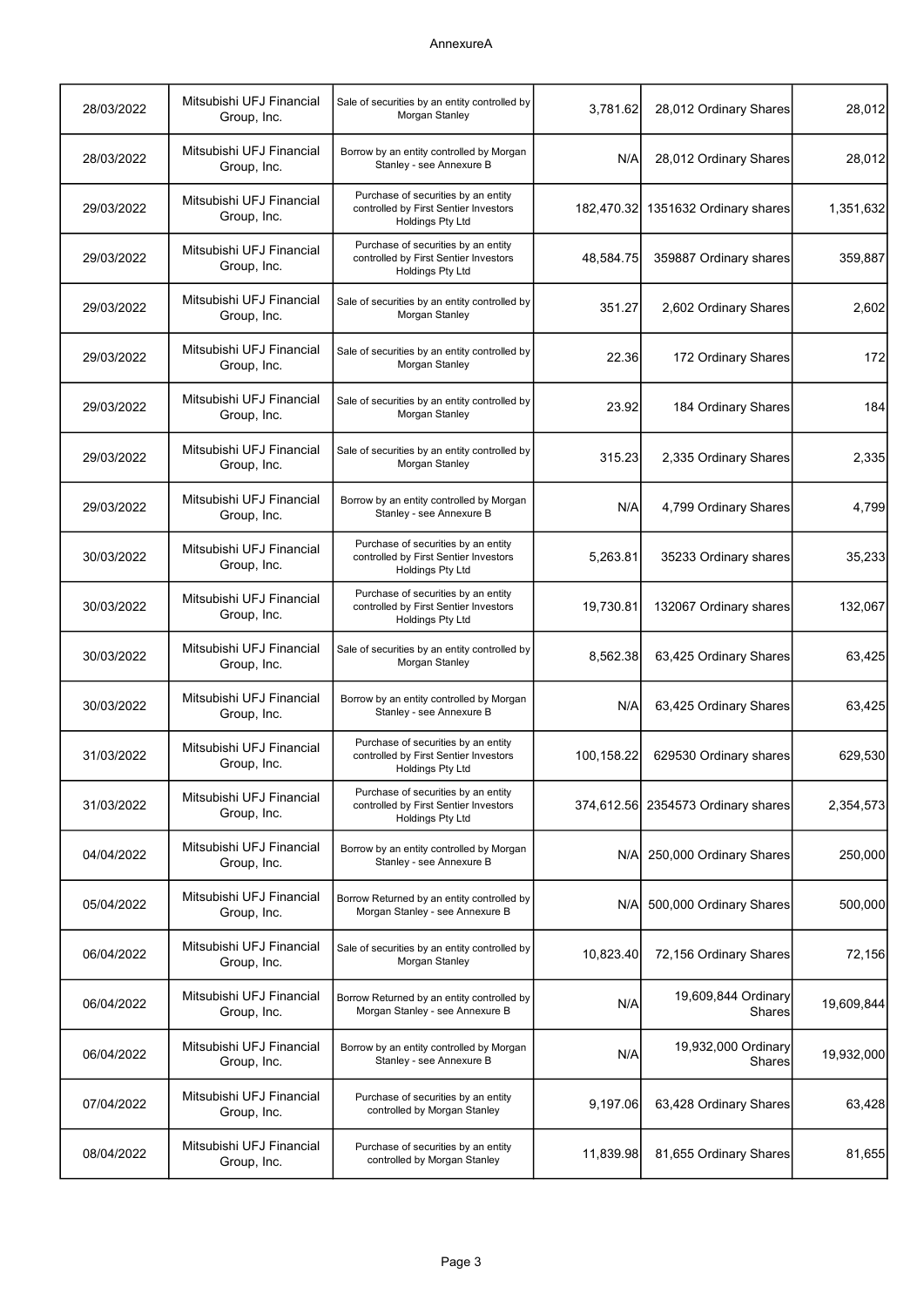AnnexureA

| | | | | | |
|---|---|---|---|---|---|
| 28/03/2022 | Mitsubishi UFJ Financial Group, Inc. | Sale of securities by an entity controlled by Morgan Stanley | 3,781.62 | 28,012 Ordinary Shares | 28,012 |
| 28/03/2022 | Mitsubishi UFJ Financial Group, Inc. | Borrow by an entity controlled by Morgan Stanley - see Annexure B | N/A | 28,012 Ordinary Shares | 28,012 |
| 29/03/2022 | Mitsubishi UFJ Financial Group, Inc. | Purchase of securities by an entity controlled by First Sentier Investors Holdings Pty Ltd | 182,470.32 | 1351632 Ordinary shares | 1,351,632 |
| 29/03/2022 | Mitsubishi UFJ Financial Group, Inc. | Purchase of securities by an entity controlled by First Sentier Investors Holdings Pty Ltd | 48,584.75 | 359887 Ordinary shares | 359,887 |
| 29/03/2022 | Mitsubishi UFJ Financial Group, Inc. | Sale of securities by an entity controlled by Morgan Stanley | 351.27 | 2,602 Ordinary Shares | 2,602 |
| 29/03/2022 | Mitsubishi UFJ Financial Group, Inc. | Sale of securities by an entity controlled by Morgan Stanley | 22.36 | 172 Ordinary Shares | 172 |
| 29/03/2022 | Mitsubishi UFJ Financial Group, Inc. | Sale of securities by an entity controlled by Morgan Stanley | 23.92 | 184 Ordinary Shares | 184 |
| 29/03/2022 | Mitsubishi UFJ Financial Group, Inc. | Sale of securities by an entity controlled by Morgan Stanley | 315.23 | 2,335 Ordinary Shares | 2,335 |
| 29/03/2022 | Mitsubishi UFJ Financial Group, Inc. | Borrow by an entity controlled by Morgan Stanley - see Annexure B | N/A | 4,799 Ordinary Shares | 4,799 |
| 30/03/2022 | Mitsubishi UFJ Financial Group, Inc. | Purchase of securities by an entity controlled by First Sentier Investors Holdings Pty Ltd | 5,263.81 | 35233 Ordinary shares | 35,233 |
| 30/03/2022 | Mitsubishi UFJ Financial Group, Inc. | Purchase of securities by an entity controlled by First Sentier Investors Holdings Pty Ltd | 19,730.81 | 132067 Ordinary shares | 132,067 |
| 30/03/2022 | Mitsubishi UFJ Financial Group, Inc. | Sale of securities by an entity controlled by Morgan Stanley | 8,562.38 | 63,425 Ordinary Shares | 63,425 |
| 30/03/2022 | Mitsubishi UFJ Financial Group, Inc. | Borrow by an entity controlled by Morgan Stanley - see Annexure B | N/A | 63,425 Ordinary Shares | 63,425 |
| 31/03/2022 | Mitsubishi UFJ Financial Group, Inc. | Purchase of securities by an entity controlled by First Sentier Investors Holdings Pty Ltd | 100,158.22 | 629530 Ordinary shares | 629,530 |
| 31/03/2022 | Mitsubishi UFJ Financial Group, Inc. | Purchase of securities by an entity controlled by First Sentier Investors Holdings Pty Ltd | 374,612.56 | 2354573 Ordinary shares | 2,354,573 |
| 04/04/2022 | Mitsubishi UFJ Financial Group, Inc. | Borrow by an entity controlled by Morgan Stanley - see Annexure B | N/A | 250,000 Ordinary Shares | 250,000 |
| 05/04/2022 | Mitsubishi UFJ Financial Group, Inc. | Borrow Returned by an entity controlled by Morgan Stanley - see Annexure B | N/A | 500,000 Ordinary Shares | 500,000 |
| 06/04/2022 | Mitsubishi UFJ Financial Group, Inc. | Sale of securities by an entity controlled by Morgan Stanley | 10,823.40 | 72,156 Ordinary Shares | 72,156 |
| 06/04/2022 | Mitsubishi UFJ Financial Group, Inc. | Borrow Returned by an entity controlled by Morgan Stanley - see Annexure B | N/A | 19,609,844 Ordinary Shares | 19,609,844 |
| 06/04/2022 | Mitsubishi UFJ Financial Group, Inc. | Borrow by an entity controlled by Morgan Stanley - see Annexure B | N/A | 19,932,000 Ordinary Shares | 19,932,000 |
| 07/04/2022 | Mitsubishi UFJ Financial Group, Inc. | Purchase of securities by an entity controlled by Morgan Stanley | 9,197.06 | 63,428 Ordinary Shares | 63,428 |
| 08/04/2022 | Mitsubishi UFJ Financial Group, Inc. | Purchase of securities by an entity controlled by Morgan Stanley | 11,839.98 | 81,655 Ordinary Shares | 81,655 |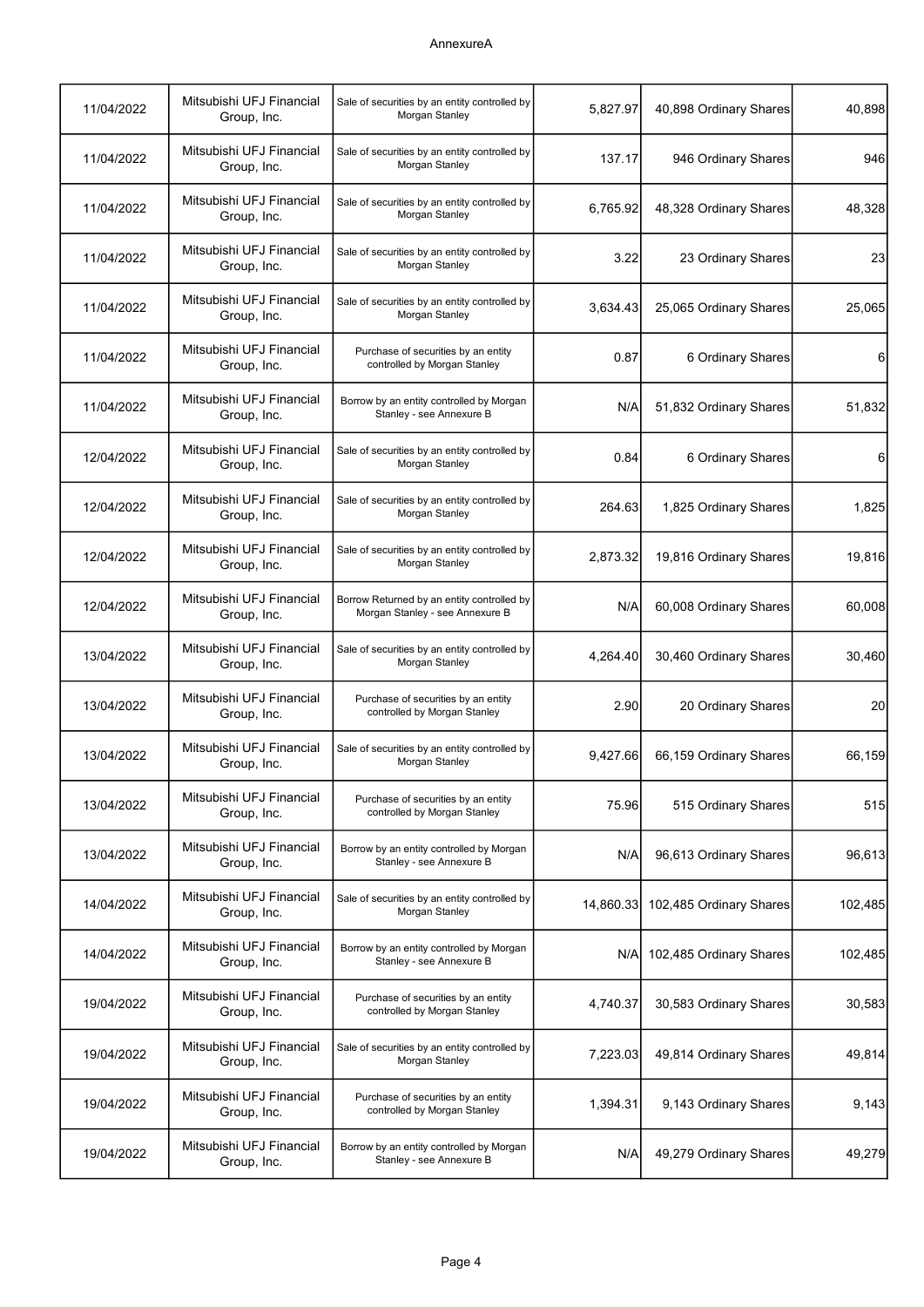# AnnexureA

| | | | | | |
|---|---|---|---|---|---|
| 11/04/2022 | Mitsubishi UFJ Financial Group, Inc. | Sale of securities by an entity controlled by Morgan Stanley | 5,827.97 | 40,898 Ordinary Shares | 40,898 |
| 11/04/2022 | Mitsubishi UFJ Financial Group, Inc. | Sale of securities by an entity controlled by Morgan Stanley | 137.17 | 946 Ordinary Shares | 946 |
| 11/04/2022 | Mitsubishi UFJ Financial Group, Inc. | Sale of securities by an entity controlled by Morgan Stanley | 6,765.92 | 48,328 Ordinary Shares | 48,328 |
| 11/04/2022 | Mitsubishi UFJ Financial Group, Inc. | Sale of securities by an entity controlled by Morgan Stanley | 3.22 | 23 Ordinary Shares | 23 |
| 11/04/2022 | Mitsubishi UFJ Financial Group, Inc. | Sale of securities by an entity controlled by Morgan Stanley | 3,634.43 | 25,065 Ordinary Shares | 25,065 |
| 11/04/2022 | Mitsubishi UFJ Financial Group, Inc. | Purchase of securities by an entity controlled by Morgan Stanley | 0.87 | 6 Ordinary Shares | 6 |
| 11/04/2022 | Mitsubishi UFJ Financial Group, Inc. | Borrow by an entity controlled by Morgan Stanley - see Annexure B | N/A | 51,832 Ordinary Shares | 51,832 |
| 12/04/2022 | Mitsubishi UFJ Financial Group, Inc. | Sale of securities by an entity controlled by Morgan Stanley | 0.84 | 6 Ordinary Shares | 6 |
| 12/04/2022 | Mitsubishi UFJ Financial Group, Inc. | Sale of securities by an entity controlled by Morgan Stanley | 264.63 | 1,825 Ordinary Shares | 1,825 |
| 12/04/2022 | Mitsubishi UFJ Financial Group, Inc. | Sale of securities by an entity controlled by Morgan Stanley | 2,873.32 | 19,816 Ordinary Shares | 19,816 |
| 12/04/2022 | Mitsubishi UFJ Financial Group, Inc. | Borrow Returned by an entity controlled by Morgan Stanley - see Annexure B | N/A | 60,008 Ordinary Shares | 60,008 |
| 13/04/2022 | Mitsubishi UFJ Financial Group, Inc. | Sale of securities by an entity controlled by Morgan Stanley | 4,264.40 | 30,460 Ordinary Shares | 30,460 |
| 13/04/2022 | Mitsubishi UFJ Financial Group, Inc. | Purchase of securities by an entity controlled by Morgan Stanley | 2.90 | 20 Ordinary Shares | 20 |
| 13/04/2022 | Mitsubishi UFJ Financial Group, Inc. | Sale of securities by an entity controlled by Morgan Stanley | 9,427.66 | 66,159 Ordinary Shares | 66,159 |
| 13/04/2022 | Mitsubishi UFJ Financial Group, Inc. | Purchase of securities by an entity controlled by Morgan Stanley | 75.96 | 515 Ordinary Shares | 515 |
| 13/04/2022 | Mitsubishi UFJ Financial Group, Inc. | Borrow by an entity controlled by Morgan Stanley - see Annexure B | N/A | 96,613 Ordinary Shares | 96,613 |
| 14/04/2022 | Mitsubishi UFJ Financial Group, Inc. | Sale of securities by an entity controlled by Morgan Stanley | 14,860.33 | 102,485 Ordinary Shares | 102,485 |
| 14/04/2022 | Mitsubishi UFJ Financial Group, Inc. | Borrow by an entity controlled by Morgan Stanley - see Annexure B | N/A | 102,485 Ordinary Shares | 102,485 |
| 19/04/2022 | Mitsubishi UFJ Financial Group, Inc. | Purchase of securities by an entity controlled by Morgan Stanley | 4,740.37 | 30,583 Ordinary Shares | 30,583 |
| 19/04/2022 | Mitsubishi UFJ Financial Group, Inc. | Sale of securities by an entity controlled by Morgan Stanley | 7,223.03 | 49,814 Ordinary Shares | 49,814 |
| 19/04/2022 | Mitsubishi UFJ Financial Group, Inc. | Purchase of securities by an entity controlled by Morgan Stanley | 1,394.31 | 9,143 Ordinary Shares | 9,143 |
| 19/04/2022 | Mitsubishi UFJ Financial Group, Inc. | Borrow by an entity controlled by Morgan Stanley - see Annexure B | N/A | 49,279 Ordinary Shares | 49,279 |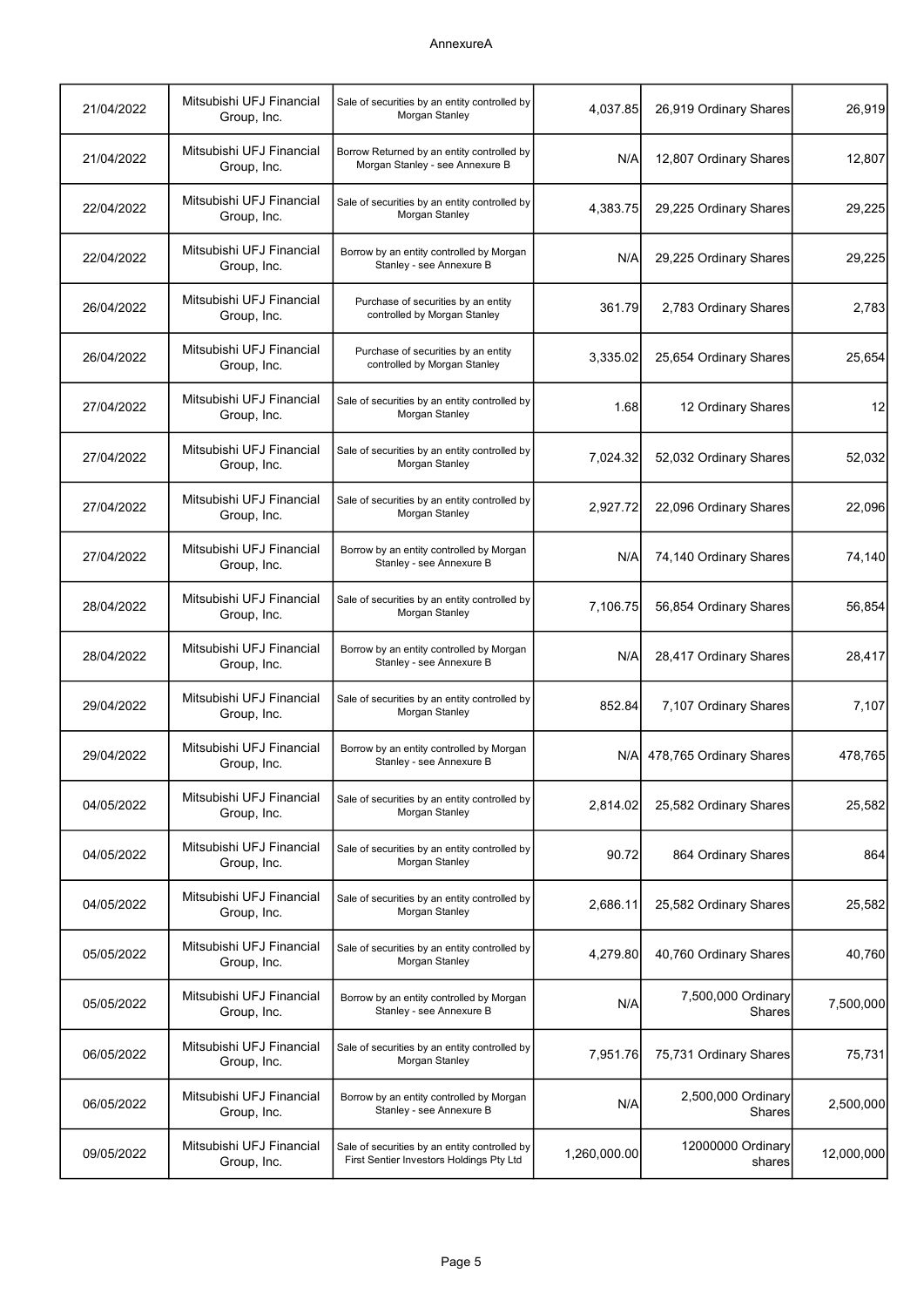AnnexureA

| | | | | | |
|---|---|---|---|---|---|
| 21/04/2022 | Mitsubishi UFJ Financial Group, Inc. | Sale of securities by an entity controlled by Morgan Stanley | 4,037.85 | 26,919 Ordinary Shares | 26,919 |
| 21/04/2022 | Mitsubishi UFJ Financial Group, Inc. | Borrow Returned by an entity controlled by Morgan Stanley - see Annexure B | N/A | 12,807 Ordinary Shares | 12,807 |
| 22/04/2022 | Mitsubishi UFJ Financial Group, Inc. | Sale of securities by an entity controlled by Morgan Stanley | 4,383.75 | 29,225 Ordinary Shares | 29,225 |
| 22/04/2022 | Mitsubishi UFJ Financial Group, Inc. | Borrow by an entity controlled by Morgan Stanley - see Annexure B | N/A | 29,225 Ordinary Shares | 29,225 |
| 26/04/2022 | Mitsubishi UFJ Financial Group, Inc. | Purchase of securities by an entity controlled by Morgan Stanley | 361.79 | 2,783 Ordinary Shares | 2,783 |
| 26/04/2022 | Mitsubishi UFJ Financial Group, Inc. | Purchase of securities by an entity controlled by Morgan Stanley | 3,335.02 | 25,654 Ordinary Shares | 25,654 |
| 27/04/2022 | Mitsubishi UFJ Financial Group, Inc. | Sale of securities by an entity controlled by Morgan Stanley | 1.68 | 12 Ordinary Shares | 12 |
| 27/04/2022 | Mitsubishi UFJ Financial Group, Inc. | Sale of securities by an entity controlled by Morgan Stanley | 7,024.32 | 52,032 Ordinary Shares | 52,032 |
| 27/04/2022 | Mitsubishi UFJ Financial Group, Inc. | Sale of securities by an entity controlled by Morgan Stanley | 2,927.72 | 22,096 Ordinary Shares | 22,096 |
| 27/04/2022 | Mitsubishi UFJ Financial Group, Inc. | Borrow by an entity controlled by Morgan Stanley - see Annexure B | N/A | 74,140 Ordinary Shares | 74,140 |
| 28/04/2022 | Mitsubishi UFJ Financial Group, Inc. | Sale of securities by an entity controlled by Morgan Stanley | 7,106.75 | 56,854 Ordinary Shares | 56,854 |
| 28/04/2022 | Mitsubishi UFJ Financial Group, Inc. | Borrow by an entity controlled by Morgan Stanley - see Annexure B | N/A | 28,417 Ordinary Shares | 28,417 |
| 29/04/2022 | Mitsubishi UFJ Financial Group, Inc. | Sale of securities by an entity controlled by Morgan Stanley | 852.84 | 7,107 Ordinary Shares | 7,107 |
| 29/04/2022 | Mitsubishi UFJ Financial Group, Inc. | Borrow by an entity controlled by Morgan Stanley - see Annexure B | N/A | 478,765 Ordinary Shares | 478,765 |
| 04/05/2022 | Mitsubishi UFJ Financial Group, Inc. | Sale of securities by an entity controlled by Morgan Stanley | 2,814.02 | 25,582 Ordinary Shares | 25,582 |
| 04/05/2022 | Mitsubishi UFJ Financial Group, Inc. | Sale of securities by an entity controlled by Morgan Stanley | 90.72 | 864 Ordinary Shares | 864 |
| 04/05/2022 | Mitsubishi UFJ Financial Group, Inc. | Sale of securities by an entity controlled by Morgan Stanley | 2,686.11 | 25,582 Ordinary Shares | 25,582 |
| 05/05/2022 | Mitsubishi UFJ Financial Group, Inc. | Sale of securities by an entity controlled by Morgan Stanley | 4,279.80 | 40,760 Ordinary Shares | 40,760 |
| 05/05/2022 | Mitsubishi UFJ Financial Group, Inc. | Borrow by an entity controlled by Morgan Stanley - see Annexure B | N/A | 7,500,000 Ordinary Shares | 7,500,000 |
| 06/05/2022 | Mitsubishi UFJ Financial Group, Inc. | Sale of securities by an entity controlled by Morgan Stanley | 7,951.76 | 75,731 Ordinary Shares | 75,731 |
| 06/05/2022 | Mitsubishi UFJ Financial Group, Inc. | Borrow by an entity controlled by Morgan Stanley - see Annexure B | N/A | 2,500,000 Ordinary Shares | 2,500,000 |
| 09/05/2022 | Mitsubishi UFJ Financial Group, Inc. | Sale of securities by an entity controlled by First Sentier Investors Holdings Pty Ltd | 1,260,000.00 | 12000000 Ordinary shares | 12,000,000 |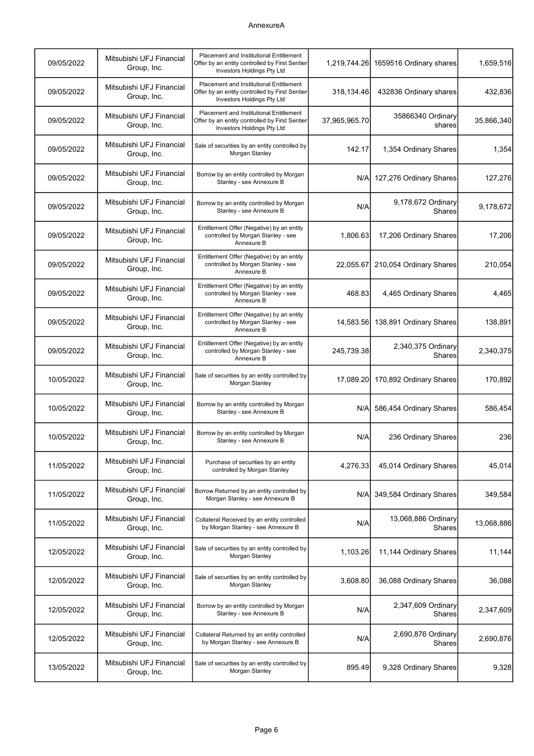AnnexureA

| | | | | | |
|---|---|---|---|---|---|
| 09/05/2022 | Mitsubishi UFJ Financial Group, Inc. | Placement and Institutional Entitlement Offer by an entity controlled by First Sentier Investors Holdings Pty Ltd | 1,219,744.26 | 1659516 Ordinary shares | 1,659,516 |
| 09/05/2022 | Mitsubishi UFJ Financial Group, Inc. | Placement and Institutional Entitlement Offer by an entity controlled by First Sentier Investors Holdings Pty Ltd | 318,134.46 | 432836 Ordinary shares | 432,836 |
| 09/05/2022 | Mitsubishi UFJ Financial Group, Inc. | Placement and Institutional Entitlement Offer by an entity controlled by First Sentier Investors Holdings Pty Ltd | 37,965,965.70 | 35866340 Ordinary shares | 35,866,340 |
| 09/05/2022 | Mitsubishi UFJ Financial Group, Inc. | Sale of securities by an entity controlled by Morgan Stanley | 142.17 | 1,354 Ordinary Shares | 1,354 |
| 09/05/2022 | Mitsubishi UFJ Financial Group, Inc. | Borrow by an entity controlled by Morgan Stanley - see Annexure B | N/A | 127,276 Ordinary Shares | 127,276 |
| 09/05/2022 | Mitsubishi UFJ Financial Group, Inc. | Borrow by an entity controlled by Morgan Stanley - see Annexure B | N/A | 9,178,672 Ordinary Shares | 9,178,672 |
| 09/05/2022 | Mitsubishi UFJ Financial Group, Inc. | Entitlement Offer (Negative) by an entity controlled by Morgan Stanley - see Annexure B | 1,806.63 | 17,206 Ordinary Shares | 17,206 |
| 09/05/2022 | Mitsubishi UFJ Financial Group, Inc. | Entitlement Offer (Negative) by an entity controlled by Morgan Stanley - see Annexure B | 22,055.67 | 210,054 Ordinary Shares | 210,054 |
| 09/05/2022 | Mitsubishi UFJ Financial Group, Inc. | Entitlement Offer (Negative) by an entity controlled by Morgan Stanley - see Annexure B | 468.83 | 4,465 Ordinary Shares | 4,465 |
| 09/05/2022 | Mitsubishi UFJ Financial Group, Inc. | Entitlement Offer (Negative) by an entity controlled by Morgan Stanley - see Annexure B | 14,583.56 | 138,891 Ordinary Shares | 138,891 |
| 09/05/2022 | Mitsubishi UFJ Financial Group, Inc. | Entitlement Offer (Negative) by an entity controlled by Morgan Stanley - see Annexure B | 245,739.38 | 2,340,375 Ordinary Shares | 2,340,375 |
| 10/05/2022 | Mitsubishi UFJ Financial Group, Inc. | Sale of securities by an entity controlled by Morgan Stanley | 17,089.20 | 170,892 Ordinary Shares | 170,892 |
| 10/05/2022 | Mitsubishi UFJ Financial Group, Inc. | Borrow by an entity controlled by Morgan Stanley - see Annexure B | N/A | 586,454 Ordinary Shares | 586,454 |
| 10/05/2022 | Mitsubishi UFJ Financial Group, Inc. | Borrow by an entity controlled by Morgan Stanley - see Annexure B | N/A | 236 Ordinary Shares | 236 |
| 11/05/2022 | Mitsubishi UFJ Financial Group, Inc. | Purchase of securities by an entity controlled by Morgan Stanley | 4,276.33 | 45,014 Ordinary Shares | 45,014 |
| 11/05/2022 | Mitsubishi UFJ Financial Group, Inc. | Borrow Returned by an entity controlled by Morgan Stanley - see Annexure B | N/A | 349,584 Ordinary Shares | 349,584 |
| 11/05/2022 | Mitsubishi UFJ Financial Group, Inc. | Collateral Received by an entity controlled by Morgan Stanley - see Annexure B | N/A | 13,068,886 Ordinary Shares | 13,068,886 |
| 12/05/2022 | Mitsubishi UFJ Financial Group, Inc. | Sale of securities by an entity controlled by Morgan Stanley | 1,103.26 | 11,144 Ordinary Shares | 11,144 |
| 12/05/2022 | Mitsubishi UFJ Financial Group, Inc. | Sale of securities by an entity controlled by Morgan Stanley | 3,608.80 | 36,088 Ordinary Shares | 36,088 |
| 12/05/2022 | Mitsubishi UFJ Financial Group, Inc. | Borrow by an entity controlled by Morgan Stanley - see Annexure B | N/A | 2,347,609 Ordinary Shares | 2,347,609 |
| 12/05/2022 | Mitsubishi UFJ Financial Group, Inc. | Collateral Returned by an entity controlled by Morgan Stanley - see Annexure B | N/A | 2,690,876 Ordinary Shares | 2,690,876 |
| 13/05/2022 | Mitsubishi UFJ Financial Group, Inc. | Sale of securities by an entity controlled by Morgan Stanley | 895.49 | 9,328 Ordinary Shares | 9,328 |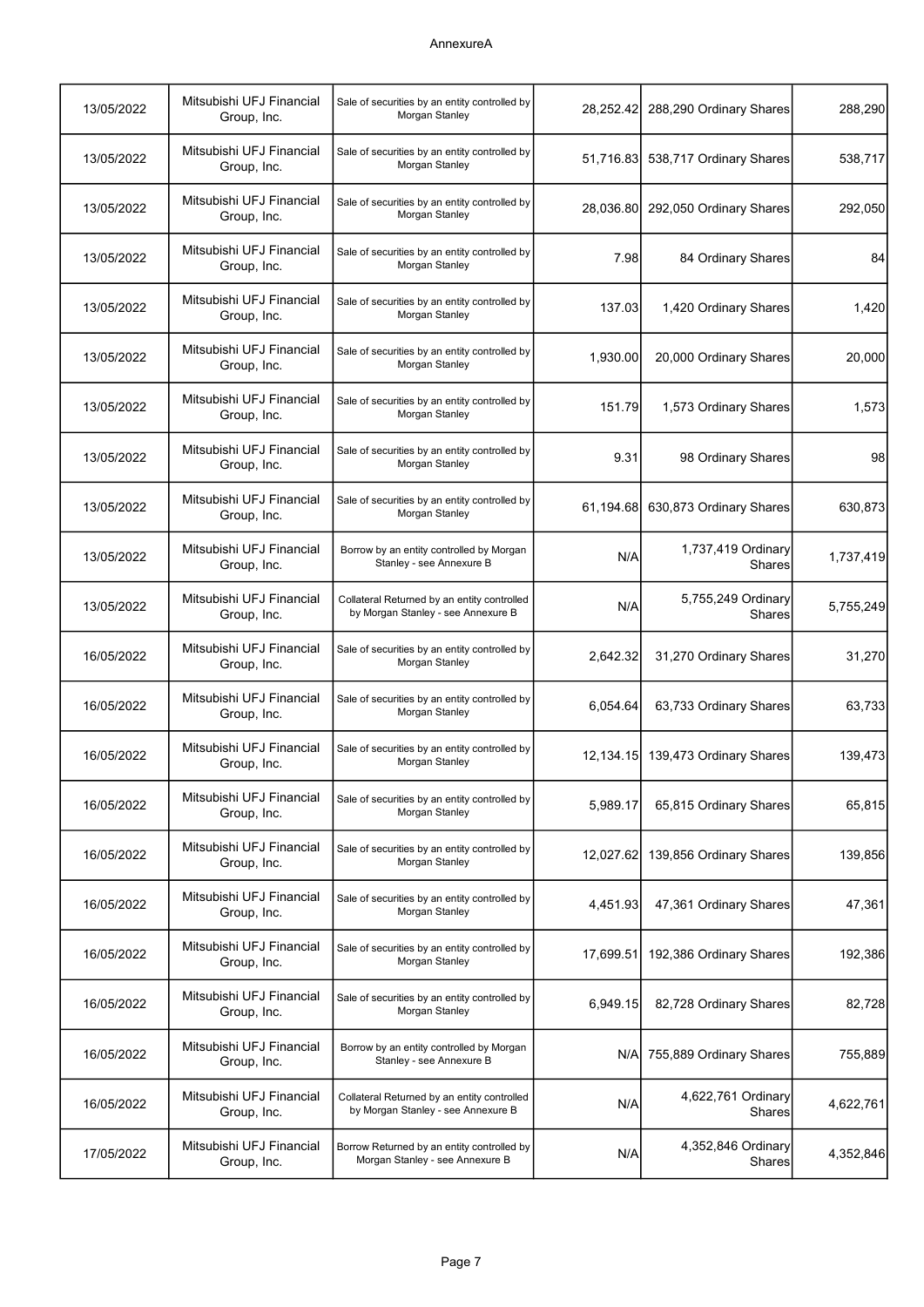| | | | | | |
|---|---|---|---|---|---|
| 13/05/2022 | Mitsubishi UFJ Financial Group, Inc. | Sale of securities by an entity controlled by Morgan Stanley | 28,252.42 | 288,290 Ordinary Shares | 288,290 |
| 13/05/2022 | Mitsubishi UFJ Financial Group, Inc. | Sale of securities by an entity controlled by Morgan Stanley | 51,716.83 | 538,717 Ordinary Shares | 538,717 |
| 13/05/2022 | Mitsubishi UFJ Financial Group, Inc. | Sale of securities by an entity controlled by Morgan Stanley | 28,036.80 | 292,050 Ordinary Shares | 292,050 |
| 13/05/2022 | Mitsubishi UFJ Financial Group, Inc. | Sale of securities by an entity controlled by Morgan Stanley | 7.98 | 84 Ordinary Shares | 84 |
| 13/05/2022 | Mitsubishi UFJ Financial Group, Inc. | Sale of securities by an entity controlled by Morgan Stanley | 137.03 | 1,420 Ordinary Shares | 1,420 |
| 13/05/2022 | Mitsubishi UFJ Financial Group, Inc. | Sale of securities by an entity controlled by Morgan Stanley | 1,930.00 | 20,000 Ordinary Shares | 20,000 |
| 13/05/2022 | Mitsubishi UFJ Financial Group, Inc. | Sale of securities by an entity controlled by Morgan Stanley | 151.79 | 1,573 Ordinary Shares | 1,573 |
| 13/05/2022 | Mitsubishi UFJ Financial Group, Inc. | Sale of securities by an entity controlled by Morgan Stanley | 9.31 | 98 Ordinary Shares | 98 |
| 13/05/2022 | Mitsubishi UFJ Financial Group, Inc. | Sale of securities by an entity controlled by Morgan Stanley | 61,194.68 | 630,873 Ordinary Shares | 630,873 |
| 13/05/2022 | Mitsubishi UFJ Financial Group, Inc. | Borrow by an entity controlled by Morgan Stanley - see Annexure B | N/A | 1,737,419 Ordinary Shares | 1,737,419 |
| 13/05/2022 | Mitsubishi UFJ Financial Group, Inc. | Collateral Returned by an entity controlled by Morgan Stanley - see Annexure B | N/A | 5,755,249 Ordinary Shares | 5,755,249 |
| 16/05/2022 | Mitsubishi UFJ Financial Group, Inc. | Sale of securities by an entity controlled by Morgan Stanley | 2,642.32 | 31,270 Ordinary Shares | 31,270 |
| 16/05/2022 | Mitsubishi UFJ Financial Group, Inc. | Sale of securities by an entity controlled by Morgan Stanley | 6,054.64 | 63,733 Ordinary Shares | 63,733 |
| 16/05/2022 | Mitsubishi UFJ Financial Group, Inc. | Sale of securities by an entity controlled by Morgan Stanley | 12,134.15 | 139,473 Ordinary Shares | 139,473 |
| 16/05/2022 | Mitsubishi UFJ Financial Group, Inc. | Sale of securities by an entity controlled by Morgan Stanley | 5,989.17 | 65,815 Ordinary Shares | 65,815 |
| 16/05/2022 | Mitsubishi UFJ Financial Group, Inc. | Sale of securities by an entity controlled by Morgan Stanley | 12,027.62 | 139,856 Ordinary Shares | 139,856 |
| 16/05/2022 | Mitsubishi UFJ Financial Group, Inc. | Sale of securities by an entity controlled by Morgan Stanley | 4,451.93 | 47,361 Ordinary Shares | 47,361 |
| 16/05/2022 | Mitsubishi UFJ Financial Group, Inc. | Sale of securities by an entity controlled by Morgan Stanley | 17,699.51 | 192,386 Ordinary Shares | 192,386 |
| 16/05/2022 | Mitsubishi UFJ Financial Group, Inc. | Sale of securities by an entity controlled by Morgan Stanley | 6,949.15 | 82,728 Ordinary Shares | 82,728 |
| 16/05/2022 | Mitsubishi UFJ Financial Group, Inc. | Borrow by an entity controlled by Morgan Stanley - see Annexure B | N/A | 755,889 Ordinary Shares | 755,889 |
| 16/05/2022 | Mitsubishi UFJ Financial Group, Inc. | Collateral Returned by an entity controlled by Morgan Stanley - see Annexure B | N/A | 4,622,761 Ordinary Shares | 4,622,761 |
| 17/05/2022 | Mitsubishi UFJ Financial Group, Inc. | Borrow Returned by an entity controlled by Morgan Stanley - see Annexure B | N/A | 4,352,846 Ordinary Shares | 4,352,846 |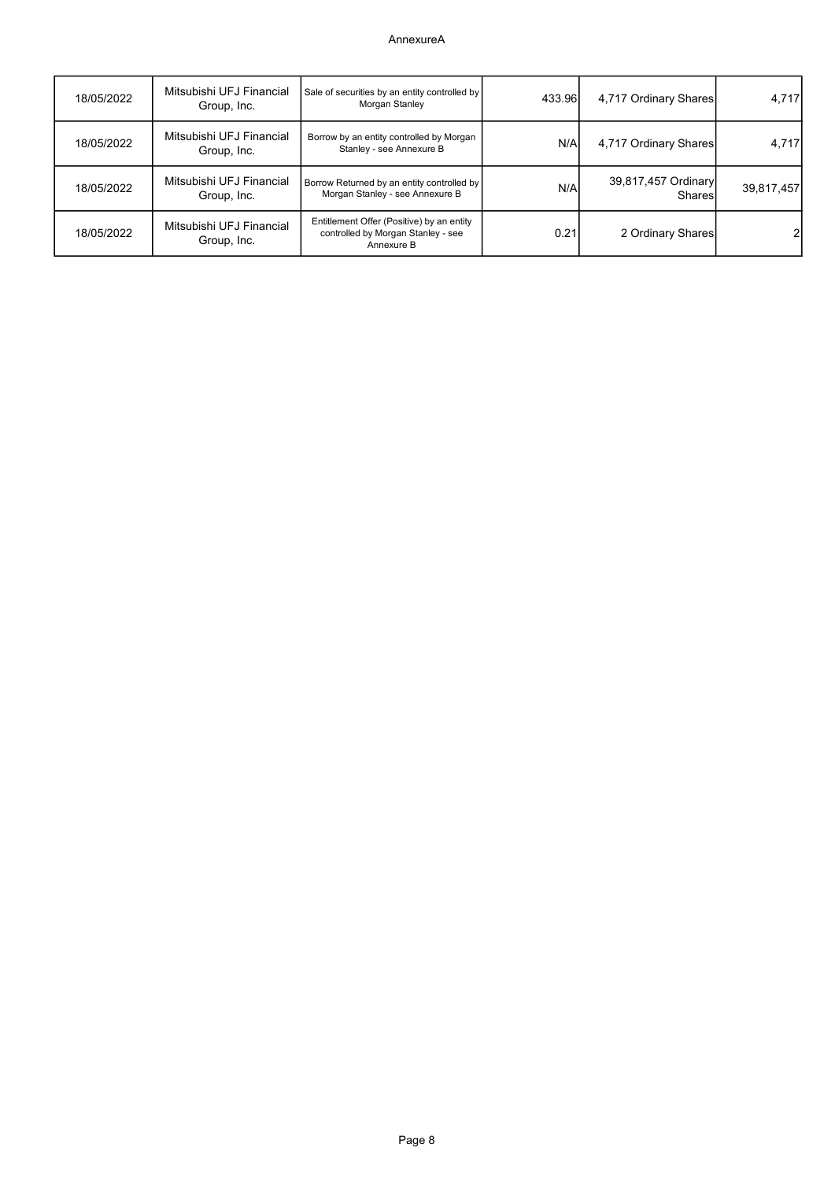| | | | | | |
|---|---|---|---|---|---|
| 18/05/2022 | Mitsubishi UFJ Financial Group, Inc. | Sale of securities by an entity controlled by Morgan Stanley | 433.96 | 4,717 Ordinary Shares | 4,717 |
| 18/05/2022 | Mitsubishi UFJ Financial Group, Inc. | Borrow by an entity controlled by Morgan Stanley - see Annexure B | N/A | 4,717 Ordinary Shares | 4,717 |
| 18/05/2022 | Mitsubishi UFJ Financial Group, Inc. | Borrow Returned by an entity controlled by Morgan Stanley - see Annexure B | N/A | 39,817,457 Ordinary Shares | 39,817,457 |
| 18/05/2022 | Mitsubishi UFJ Financial Group, Inc. | Entitlement Offer (Positive) by an entity controlled by Morgan Stanley - see Annexure B | 0.21 | 2 Ordinary Shares | 2 |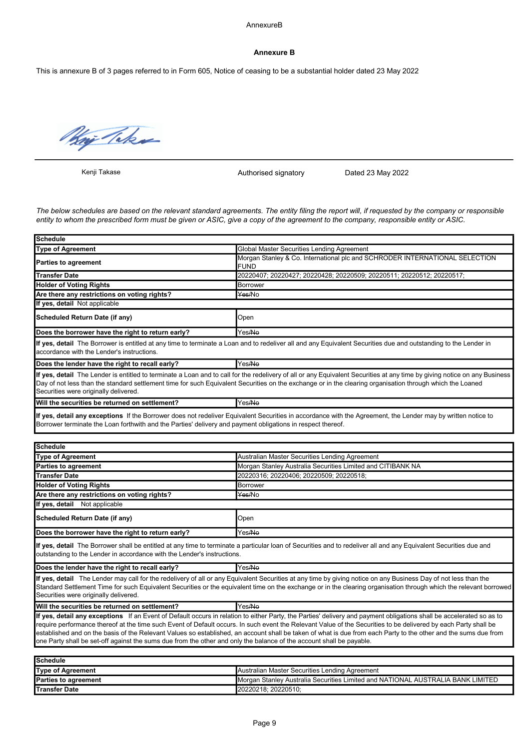AnnexureB

## Annexure B

This is annexure B of 3 pages referred to in Form 605, Notice of ceasing to be a substantial holder dated 23 May 2022

Kenji Takase — Authorised signatory — Dated 23 May 2022

*The below schedules are based on the relevant standard agreements. The entity filing the report will, if requested by the company or responsible entity to whom the prescribed form must be given or ASIC, give a copy of the agreement to the company, responsible entity or ASIC.*

| **Schedule** | |
|---|---|
| **Type of Agreement** | Global Master Securities Lending Agreement |
| **Parties to agreement** | Morgan Stanley & Co. International plc and SCHRODER INTERNATIONAL SELECTION FUND |
| **Transfer Date** | 20220407; 20220427; 20220428; 20220509; 20220511; 20220512; 20220517; |
| **Holder of Voting Rights** | Borrower |
| **Are there any restrictions on voting rights?** | ~~Yes~~/No |
| **If yes, detail** Not applicable | |
| **Scheduled Return Date (if any)** | Open |
| **Does the borrower have the right to return early?** | Yes/~~No~~ |
| **If yes, detail** The Borrower is entitled at any time to terminate a Loan and to redeliver all and any Equivalent Securities due and outstanding to the Lender in accordance with the Lender's instructions. | |
| **Does the lender have the right to recall early?** | Yes/~~No~~ |
| **If yes, detail** The Lender is entitled to terminate a Loan and to call for the redelivery of all or any Equivalent Securities at any time by giving notice on any Business Day of not less than the standard settlement time for such Equivalent Securities on the exchange or in the clearing organisation through which the Loaned Securities were originally delivered. | |
| **Will the securities be returned on settlement?** | Yes/~~No~~ |
| **If yes, detail any exceptions** If the Borrower does not redeliver Equivalent Securities in accordance with the Agreement, the Lender may by written notice to Borrower terminate the Loan forthwith and the Parties' delivery and payment obligations in respect thereof. | |

| **Schedule** | |
|---|---|
| **Type of Agreement** | Australian Master Securities Lending Agreement |
| **Parties to agreement** | Morgan Stanley Australia Securities Limited and CITIBANK NA |
| **Transfer Date** | 20220316; 20220406; 20220509; 20220518; |
| **Holder of Voting Rights** | Borrower |
| **Are there any restrictions on voting rights?** | ~~Yes~~/No |
| **If yes, detail** Not applicable | |
| **Scheduled Return Date (if any)** | Open |
| **Does the borrower have the right to return early?** | Yes/~~No~~ |
| **If yes, detail** The Borrower shall be entitled at any time to terminate a particular loan of Securities and to redeliver all and any Equivalent Securities due and outstanding to the Lender in accordance with the Lender's instructions. | |
| **Does the lender have the right to recall early?** | Yes/~~No~~ |
| **If yes, detail** The Lender may call for the redelivery of all or any Equivalent Securities at any time by giving notice on any Business Day of not less than the Standard Settlement Time for such Equivalent Securities or the equivalent time on the exchange or in the clearing organisation through which the relevant borrowed Securities were originally delivered. | |
| **Will the securities be returned on settlement?** | Yes/~~No~~ |
| **If yes, detail any exceptions** If an Event of Default occurs in relation to either Party, the Parties' delivery and payment obligations shall be accelerated so as to require performance thereof at the time such Event of Default occurs. In such event the Relevant Value of the Securities to be delivered by each Party shall be established and on the basis of the Relevant Values so established, an account shall be taken of what is due from each Party to the other and the sums due from one Party shall be set-off against the sums due from the other and only the balance of the account shall be payable. | |

| **Schedule** | |
|---|---|
| **Type of Agreement** | Australian Master Securities Lending Agreement |
| **Parties to agreement** | Morgan Stanley Australia Securities Limited and NATIONAL AUSTRALIA BANK LIMITED |
| **Transfer Date** | 20220218; 20220510; |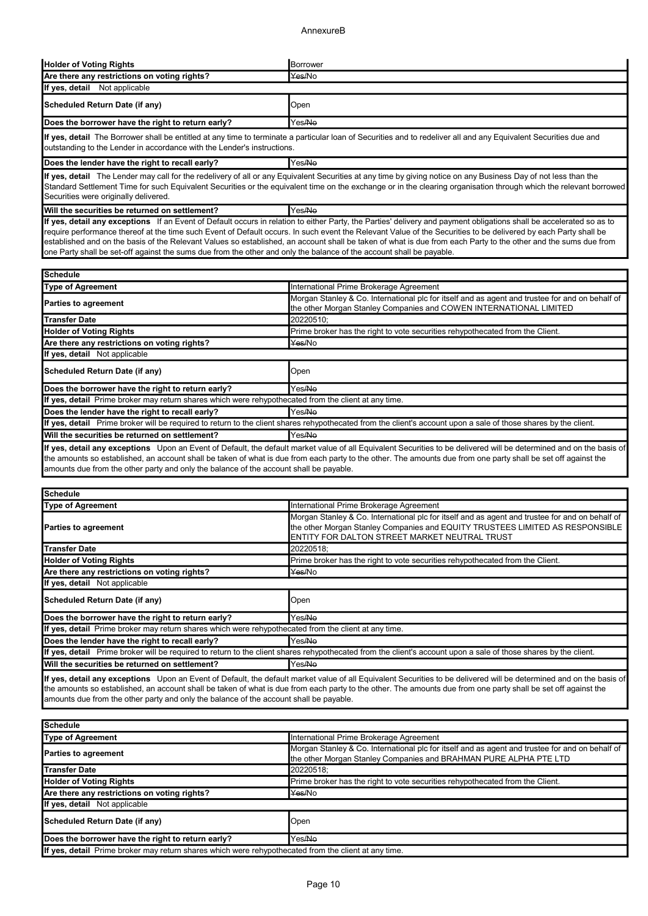AnnexureB

| Holder of Voting Rights | Borrower |
|---|---|
| Are there any restrictions on voting rights? | ~~Yes~~/No |
| **If yes, detail** Not applicable | |
| Scheduled Return Date (if any) | Open |
| Does the borrower have the right to return early? | Yes/~~No~~ |
| **If yes, detail** The Borrower shall be entitled at any time to terminate a particular loan of Securities and to redeliver all and any Equivalent Securities due and outstanding to the Lender in accordance with the Lender's instructions. | |
| Does the lender have the right to recall early? | Yes/~~No~~ |
| **If yes, detail** The Lender may call for the redelivery of all or any Equivalent Securities at any time by giving notice on any Business Day of not less than the Standard Settlement Time for such Equivalent Securities or the equivalent time on the exchange or in the clearing organisation through which the relevant borrowed Securities were originally delivered. | |
| Will the securities be returned on settlement? | Yes/~~No~~ |
| **If yes, detail any exceptions** If an Event of Default occurs in relation to either Party, the Parties' delivery and payment obligations shall be accelerated so as to require performance thereof at the time such Event of Default occurs. In such event the Relevant Value of the Securities to be delivered by each Party shall be established and on the basis of the Relevant Values so established, an account shall be taken of what is due from each Party to the other and the sums due from one Party shall be set-off against the sums due from the other and only the balance of the account shall be payable. | |

| Schedule | |
|---|---|
| Type of Agreement | International Prime Brokerage Agreement |
| Parties to agreement | Morgan Stanley & Co. International plc for itself and as agent and trustee for and on behalf of the other Morgan Stanley Companies and COWEN INTERNATIONAL LIMITED |
| Transfer Date | 20220510; |
| Holder of Voting Rights | Prime broker has the right to vote securities rehypothecated from the Client. |
| Are there any restrictions on voting rights? | ~~Yes~~/No |
| **If yes, detail** Not applicable | |
| Scheduled Return Date (if any) | Open |
| Does the borrower have the right to return early? | Yes/~~No~~ |
| **If yes, detail** Prime broker may return shares which were rehypothecated from the client at any time. | |
| Does the lender have the right to recall early? | Yes/~~No~~ |
| **If yes, detail** Prime broker will be required to return to the client shares rehypothecated from the client's account upon a sale of those shares by the client. | |
| Will the securities be returned on settlement? | Yes/~~No~~ |
| **If yes, detail any exceptions** Upon an Event of Default, the default market value of all Equivalent Securities to be delivered will be determined and on the basis of the amounts so established, an account shall be taken of what is due from each party to the other. The amounts due from one party shall be set off against the amounts due from the other party and only the balance of the account shall be payable. | |

| Schedule | |
|---|---|
| Type of Agreement | International Prime Brokerage Agreement |
| Parties to agreement | Morgan Stanley & Co. International plc for itself and as agent and trustee for and on behalf of the other Morgan Stanley Companies and EQUITY TRUSTEES LIMITED AS RESPONSIBLE ENTITY FOR DALTON STREET MARKET NEUTRAL TRUST |
| Transfer Date | 20220518; |
| Holder of Voting Rights | Prime broker has the right to vote securities rehypothecated from the Client. |
| Are there any restrictions on voting rights? | ~~Yes~~/No |
| **If yes, detail** Not applicable | |
| Scheduled Return Date (if any) | Open |
| Does the borrower have the right to return early? | Yes/~~No~~ |
| **If yes, detail** Prime broker may return shares which were rehypothecated from the client at any time. | |
| Does the lender have the right to recall early? | Yes/~~No~~ |
| **If yes, detail** Prime broker will be required to return to the client shares rehypothecated from the client's account upon a sale of those shares by the client. | |
| Will the securities be returned on settlement? | Yes/~~No~~ |
| **If yes, detail any exceptions** Upon an Event of Default, the default market value of all Equivalent Securities to be delivered will be determined and on the basis of the amounts so established, an account shall be taken of what is due from each party to the other. The amounts due from one party shall be set off against the amounts due from the other party and only the balance of the account shall be payable. | |

| Schedule | |
|---|---|
| Type of Agreement | International Prime Brokerage Agreement |
| Parties to agreement | Morgan Stanley & Co. International plc for itself and as agent and trustee for and on behalf of the other Morgan Stanley Companies and BRAHMAN PURE ALPHA PTE LTD |
| Transfer Date | 20220518; |
| Holder of Voting Rights | Prime broker has the right to vote securities rehypothecated from the Client. |
| Are there any restrictions on voting rights? | ~~Yes~~/No |
| **If yes, detail** Not applicable | |
| Scheduled Return Date (if any) | Open |
| Does the borrower have the right to return early? | Yes/~~No~~ |
| **If yes, detail** Prime broker may return shares which were rehypothecated from the client at any time. | |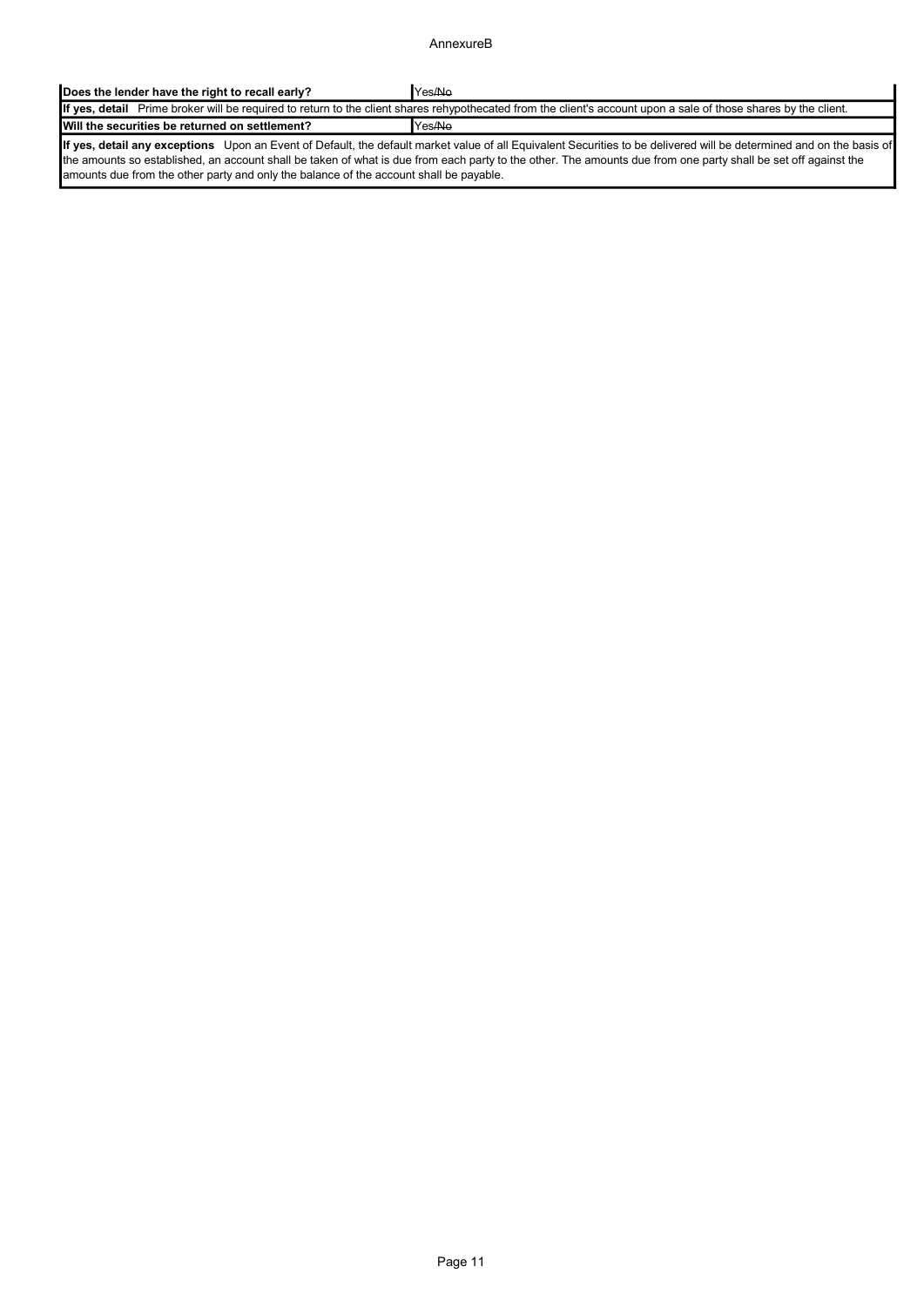AnnexureB

| | |
|---|---|
| **Does the lender have the right to recall early?** | Yes/~~No~~ |
| **If yes, detail** Prime broker will be required to return to the client shares rehypothecated from the client's account upon a sale of those shares by the client. | |
| **Will the securities be returned on settlement?** | Yes/~~No~~ |
| **If yes, detail any exceptions** Upon an Event of Default, the default market value of all Equivalent Securities to be delivered will be determined and on the basis of the amounts so established, an account shall be taken of what is due from each party to the other. The amounts due from one party shall be set off against the amounts due from the other party and only the balance of the account shall be payable. | |